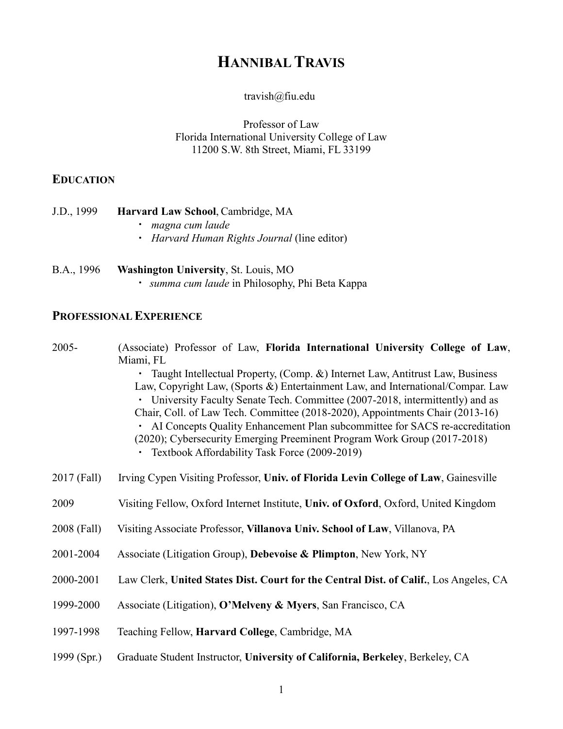# HANNIBAL TRAVIS

travish@fiu.edu

Professor of Law
Florida International University College of Law
11200 S.W. 8th Street, Miami, FL 33199

## EDUCATION

J.D., 1999 **Harvard Law School**, Cambridge, MA
- *magna cum laude*
- *Harvard Human Rights Journal* (line editor)

B.A., 1996 **Washington University**, St. Louis, MO
- *summa cum laude* in Philosophy, Phi Beta Kappa

## PROFESSIONAL EXPERIENCE

2005- (Associate) Professor of Law, **Florida International University College of Law**, Miami, FL
- Taught Intellectual Property, (Comp. &) Internet Law, Antitrust Law, Business Law, Copyright Law, (Sports &) Entertainment Law, and International/Compar. Law
- University Faculty Senate Tech. Committee (2007-2018, intermittently) and as Chair, Coll. of Law Tech. Committee (2018-2020), Appointments Chair (2013-16)
- AI Concepts Quality Enhancement Plan subcommittee for SACS re-accreditation (2020); Cybersecurity Emerging Preeminent Program Work Group (2017-2018)
- Textbook Affordability Task Force (2009-2019)

2017 (Fall) Irving Cypen Visiting Professor, **Univ. of Florida Levin College of Law**, Gainesville

2009 Visiting Fellow, Oxford Internet Institute, **Univ. of Oxford**, Oxford, United Kingdom

2008 (Fall) Visiting Associate Professor, **Villanova Univ. School of Law**, Villanova, PA

2001-2004 Associate (Litigation Group), **Debevoise & Plimpton**, New York, NY

2000-2001 Law Clerk, **United States Dist. Court for the Central Dist. of Calif.**, Los Angeles, CA

1999-2000 Associate (Litigation), **O'Melveny & Myers**, San Francisco, CA

1997-1998 Teaching Fellow, **Harvard College**, Cambridge, MA

1999 (Spr.) Graduate Student Instructor, **University of California, Berkeley**, Berkeley, CA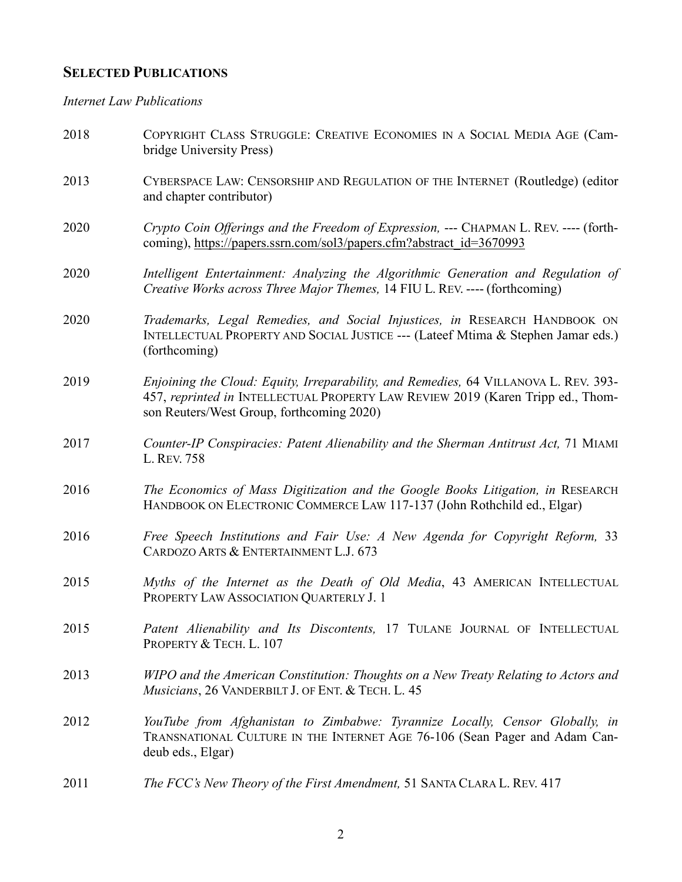## **SELECTED PUBLICATIONS**

*Internet Law Publications*

2018 COPYRIGHT CLASS STRUGGLE: CREATIVE ECONOMIES IN A SOCIAL MEDIA AGE (Cambridge University Press)

2013 CYBERSPACE LAW: CENSORSHIP AND REGULATION OF THE INTERNET (Routledge) (editor and chapter contributor)

2020 *Crypto Coin Offerings and the Freedom of Expression,* --- CHAPMAN L. REV. ---- (forthcoming), https://papers.ssrn.com/sol3/papers.cfm?abstract_id=3670993

2020 *Intelligent Entertainment: Analyzing the Algorithmic Generation and Regulation of Creative Works across Three Major Themes,* 14 FIU L. REV. ---- (forthcoming)

2020 *Trademarks, Legal Remedies, and Social Injustices, in* RESEARCH HANDBOOK ON INTELLECTUAL PROPERTY AND SOCIAL JUSTICE --- (Lateef Mtima & Stephen Jamar eds.) (forthcoming)

2019 *Enjoining the Cloud: Equity, Irreparability, and Remedies,* 64 VILLANOVA L. REV. 393-457, *reprinted in* INTELLECTUAL PROPERTY LAW REVIEW 2019 (Karen Tripp ed., Thomson Reuters/West Group, forthcoming 2020)

2017 *Counter-IP Conspiracies: Patent Alienability and the Sherman Antitrust Act,* 71 MIAMI L. REV. 758

2016 *The Economics of Mass Digitization and the Google Books Litigation, in* RESEARCH HANDBOOK ON ELECTRONIC COMMERCE LAW 117-137 (John Rothchild ed., Elgar)

2016 *Free Speech Institutions and Fair Use: A New Agenda for Copyright Reform,* 33 CARDOZO ARTS & ENTERTAINMENT L.J. 673

2015 *Myths of the Internet as the Death of Old Media*, 43 AMERICAN INTELLECTUAL PROPERTY LAW ASSOCIATION QUARTERLY J. 1

2015 *Patent Alienability and Its Discontents,* 17 TULANE JOURNAL OF INTELLECTUAL PROPERTY & TECH. L. 107

2013 *WIPO and the American Constitution: Thoughts on a New Treaty Relating to Actors and Musicians*, 26 VANDERBILT J. OF ENT. & TECH. L. 45

2012 *YouTube from Afghanistan to Zimbabwe: Tyrannize Locally, Censor Globally, in* TRANSNATIONAL CULTURE IN THE INTERNET AGE 76-106 (Sean Pager and Adam Candeub eds., Elgar)

2011 *The FCC's New Theory of the First Amendment,* 51 SANTA CLARA L. REV. 417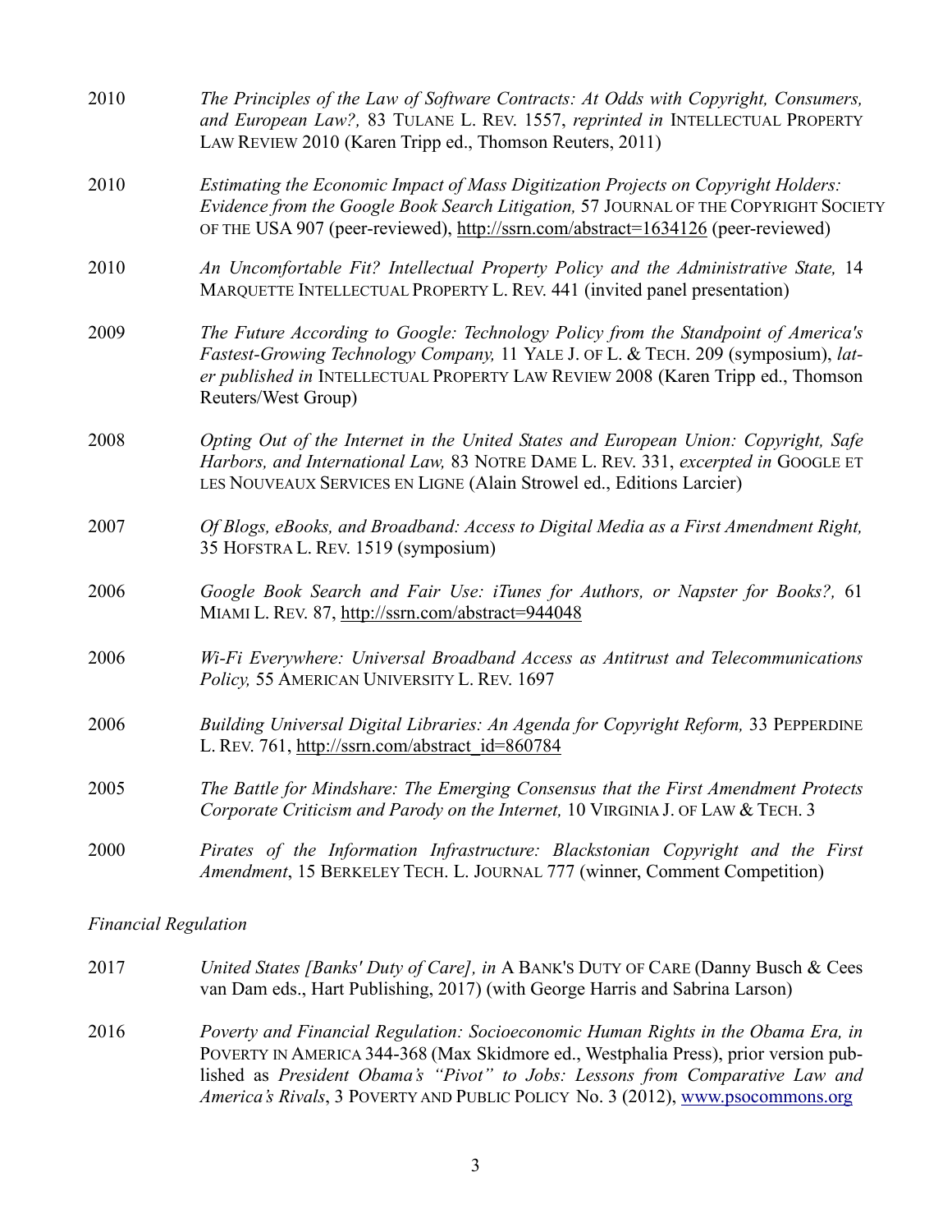2010 *The Principles of the Law of Software Contracts: At Odds with Copyright, Consumers, and European Law?,* 83 TULANE L. REV. 1557, *reprinted in* INTELLECTUAL PROPERTY LAW REVIEW 2010 (Karen Tripp ed., Thomson Reuters, 2011)

2010 *Estimating the Economic Impact of Mass Digitization Projects on Copyright Holders: Evidence from the Google Book Search Litigation,* 57 JOURNAL OF THE COPYRIGHT SOCIETY OF THE USA 907 (peer-reviewed), http://ssrn.com/abstract=1634126 (peer-reviewed)

2010 *An Uncomfortable Fit? Intellectual Property Policy and the Administrative State,* 14 MARQUETTE INTELLECTUAL PROPERTY L. REV. 441 (invited panel presentation)

2009 *The Future According to Google: Technology Policy from the Standpoint of America's Fastest-Growing Technology Company,* 11 YALE J. OF L. & TECH. 209 (symposium), *later published in* INTELLECTUAL PROPERTY LAW REVIEW 2008 (Karen Tripp ed., Thomson Reuters/West Group)

2008 *Opting Out of the Internet in the United States and European Union: Copyright, Safe Harbors, and International Law,* 83 NOTRE DAME L. REV. 331, *excerpted in* GOOGLE ET LES NOUVEAUX SERVICES EN LIGNE (Alain Strowel ed., Editions Larcier)

2007 *Of Blogs, eBooks, and Broadband: Access to Digital Media as a First Amendment Right,* 35 HOFSTRA L. REV. 1519 (symposium)

2006 *Google Book Search and Fair Use: iTunes for Authors, or Napster for Books?,* 61 MIAMI L. REV. 87, http://ssrn.com/abstract=944048

2006 *Wi-Fi Everywhere: Universal Broadband Access as Antitrust and Telecommunications Policy,* 55 AMERICAN UNIVERSITY L. REV. 1697

2006 *Building Universal Digital Libraries: An Agenda for Copyright Reform,* 33 PEPPERDINE L. REV. 761, http://ssrn.com/abstract_id=860784

2005 *The Battle for Mindshare: The Emerging Consensus that the First Amendment Protects Corporate Criticism and Parody on the Internet,* 10 VIRGINIA J. OF LAW & TECH. 3

2000 *Pirates of the Information Infrastructure: Blackstonian Copyright and the First Amendment*, 15 BERKELEY TECH. L. JOURNAL 777 (winner, Comment Competition)

*Financial Regulation*

2017 *United States [Banks' Duty of Care], in* A BANK'S DUTY OF CARE (Danny Busch & Cees van Dam eds., Hart Publishing, 2017) (with George Harris and Sabrina Larson)

2016 *Poverty and Financial Regulation: Socioeconomic Human Rights in the Obama Era, in* POVERTY IN AMERICA 344-368 (Max Skidmore ed., Westphalia Press), prior version published as *President Obama's "Pivot" to Jobs: Lessons from Comparative Law and America's Rivals*, 3 POVERTY AND PUBLIC POLICY No. 3 (2012), www.psocommons.org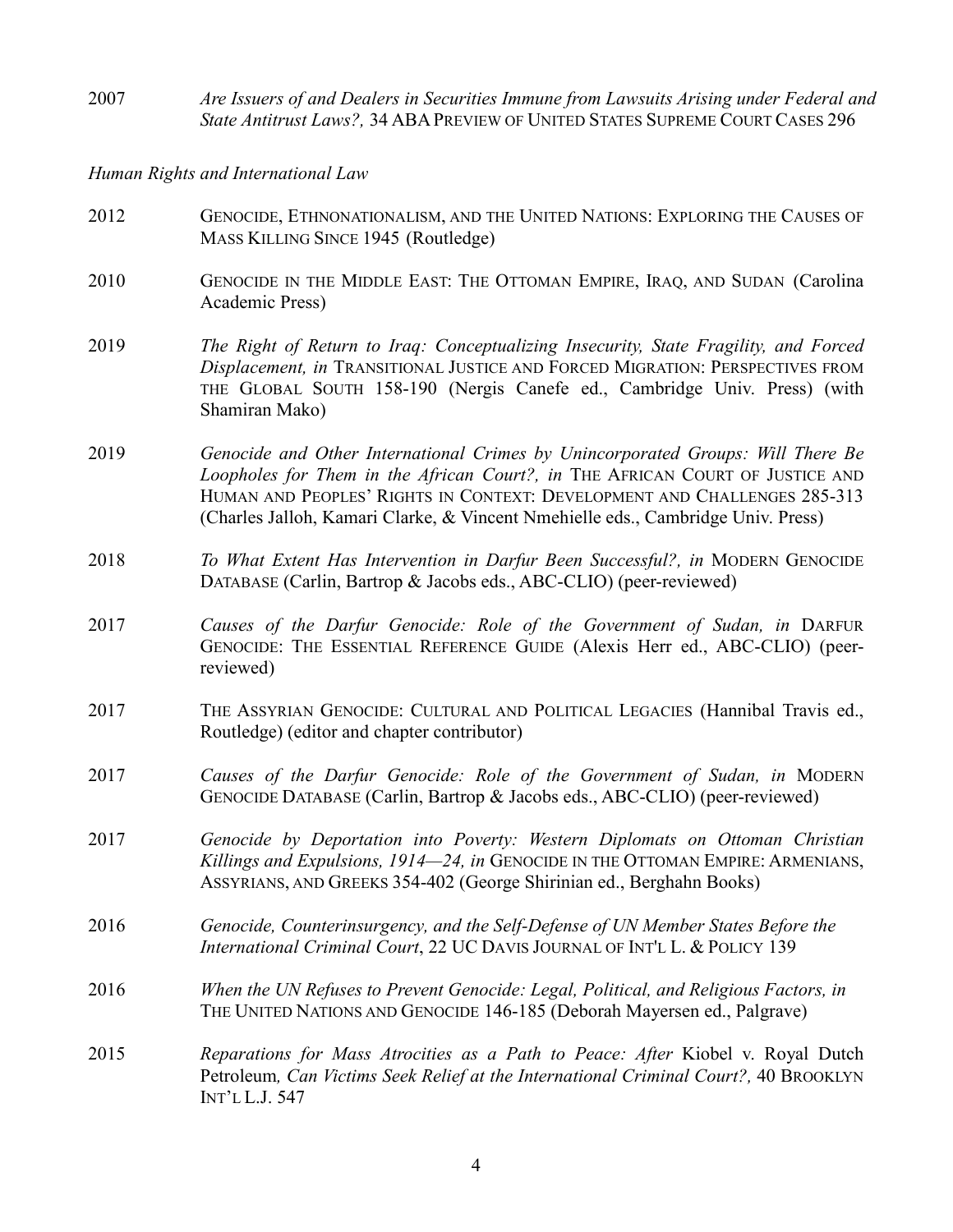2007 *Are Issuers of and Dealers in Securities Immune from Lawsuits Arising under Federal and State Antitrust Laws?,* 34 ABA PREVIEW OF UNITED STATES SUPREME COURT CASES 296

*Human Rights and International Law*

2012 GENOCIDE, ETHNONATIONALISM, AND THE UNITED NATIONS: EXPLORING THE CAUSES OF MASS KILLING SINCE 1945 (Routledge)

2010 GENOCIDE IN THE MIDDLE EAST: THE OTTOMAN EMPIRE, IRAQ, AND SUDAN (Carolina Academic Press)

2019 *The Right of Return to Iraq: Conceptualizing Insecurity, State Fragility, and Forced Displacement, in* TRANSITIONAL JUSTICE AND FORCED MIGRATION: PERSPECTIVES FROM THE GLOBAL SOUTH 158-190 (Nergis Canefe ed., Cambridge Univ. Press) (with Shamiran Mako)

2019 *Genocide and Other International Crimes by Unincorporated Groups: Will There Be Loopholes for Them in the African Court?, in* THE AFRICAN COURT OF JUSTICE AND HUMAN AND PEOPLES' RIGHTS IN CONTEXT: DEVELOPMENT AND CHALLENGES 285-313 (Charles Jalloh, Kamari Clarke, & Vincent Nmehielle eds., Cambridge Univ. Press)

2018 *To What Extent Has Intervention in Darfur Been Successful?, in* MODERN GENOCIDE DATABASE (Carlin, Bartrop & Jacobs eds., ABC-CLIO) (peer-reviewed)

2017 *Causes of the Darfur Genocide: Role of the Government of Sudan, in* DARFUR GENOCIDE: THE ESSENTIAL REFERENCE GUIDE (Alexis Herr ed., ABC-CLIO) (peer-reviewed)

2017 THE ASSYRIAN GENOCIDE: CULTURAL AND POLITICAL LEGACIES (Hannibal Travis ed., Routledge) (editor and chapter contributor)

2017 *Causes of the Darfur Genocide: Role of the Government of Sudan, in* MODERN GENOCIDE DATABASE (Carlin, Bartrop & Jacobs eds., ABC-CLIO) (peer-reviewed)

2017 *Genocide by Deportation into Poverty: Western Diplomats on Ottoman Christian Killings and Expulsions, 1914—24, in* GENOCIDE IN THE OTTOMAN EMPIRE: ARMENIANS, ASSYRIANS, AND GREEKS 354-402 (George Shirinian ed., Berghahn Books)

2016 *Genocide, Counterinsurgency, and the Self-Defense of UN Member States Before the International Criminal Court*, 22 UC DAVIS JOURNAL OF INT'L L. & POLICY 139

2016 *When the UN Refuses to Prevent Genocide: Legal, Political, and Religious Factors, in* THE UNITED NATIONS AND GENOCIDE 146-185 (Deborah Mayersen ed., Palgrave)

2015 *Reparations for Mass Atrocities as a Path to Peace: After* Kiobel v. Royal Dutch Petroleum*, Can Victims Seek Relief at the International Criminal Court?,* 40 BROOKLYN INT'L L.J. 547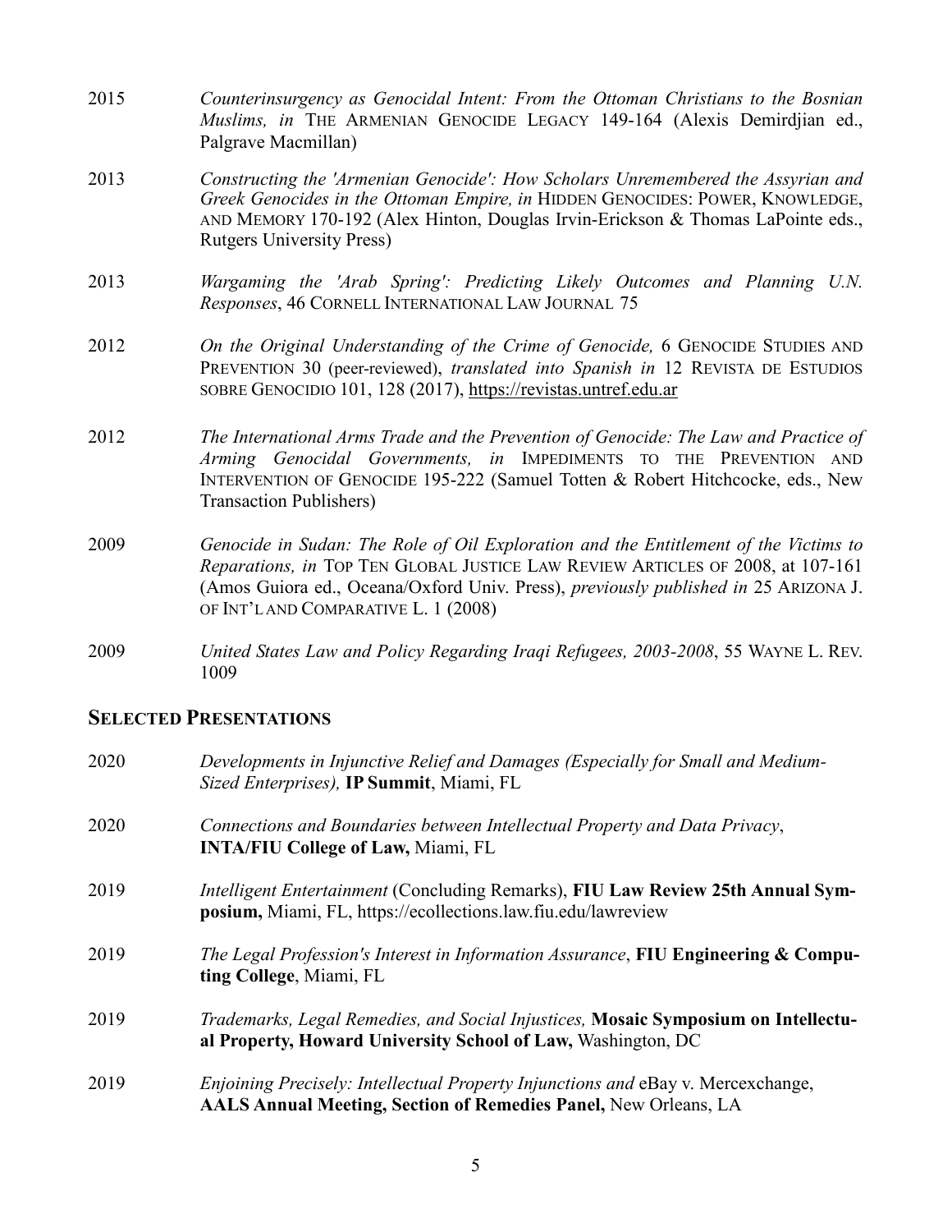2015 *Counterinsurgency as Genocidal Intent: From the Ottoman Christians to the Bosnian Muslims, in* THE ARMENIAN GENOCIDE LEGACY 149-164 (Alexis Demirdjian ed., Palgrave Macmillan)

2013 *Constructing the 'Armenian Genocide': How Scholars Unremembered the Assyrian and Greek Genocides in the Ottoman Empire, in* HIDDEN GENOCIDES: POWER, KNOWLEDGE, AND MEMORY 170-192 (Alex Hinton, Douglas Irvin-Erickson & Thomas LaPointe eds., Rutgers University Press)

2013 *Wargaming the 'Arab Spring': Predicting Likely Outcomes and Planning U.N. Responses*, 46 CORNELL INTERNATIONAL LAW JOURNAL 75

2012 *On the Original Understanding of the Crime of Genocide,* 6 GENOCIDE STUDIES AND PREVENTION 30 (peer-reviewed), *translated into Spanish in* 12 REVISTA DE ESTUDIOS SOBRE GENOCIDIO 101, 128 (2017), https://revistas.untref.edu.ar

2012 *The International Arms Trade and the Prevention of Genocide: The Law and Practice of Arming Genocidal Governments, in* IMPEDIMENTS TO THE PREVENTION AND INTERVENTION OF GENOCIDE 195-222 (Samuel Totten & Robert Hitchcocke, eds., New Transaction Publishers)

2009 *Genocide in Sudan: The Role of Oil Exploration and the Entitlement of the Victims to Reparations, in* TOP TEN GLOBAL JUSTICE LAW REVIEW ARTICLES OF 2008, at 107-161 (Amos Guiora ed., Oceana/Oxford Univ. Press), *previously published in* 25 ARIZONA J. OF INT'L AND COMPARATIVE L. 1 (2008)

2009 *United States Law and Policy Regarding Iraqi Refugees, 2003-2008*, 55 WAYNE L. REV. 1009

## SELECTED PRESENTATIONS

2020 *Developments in Injunctive Relief and Damages (Especially for Small and Medium-Sized Enterprises),* **IP Summit**, Miami, FL

2020 *Connections and Boundaries between Intellectual Property and Data Privacy*, **INTA/FIU College of Law,** Miami, FL

2019 *Intelligent Entertainment* (Concluding Remarks), **FIU Law Review 25th Annual Symposium,** Miami, FL, https://ecollections.law.fiu.edu/lawreview

2019 *The Legal Profession's Interest in Information Assurance*, **FIU Engineering & Computing College**, Miami, FL

2019 *Trademarks, Legal Remedies, and Social Injustices,* **Mosaic Symposium on Intellectual Property, Howard University School of Law,** Washington, DC

2019 *Enjoining Precisely: Intellectual Property Injunctions and* eBay v. Mercexchange, **AALS Annual Meeting, Section of Remedies Panel,** New Orleans, LA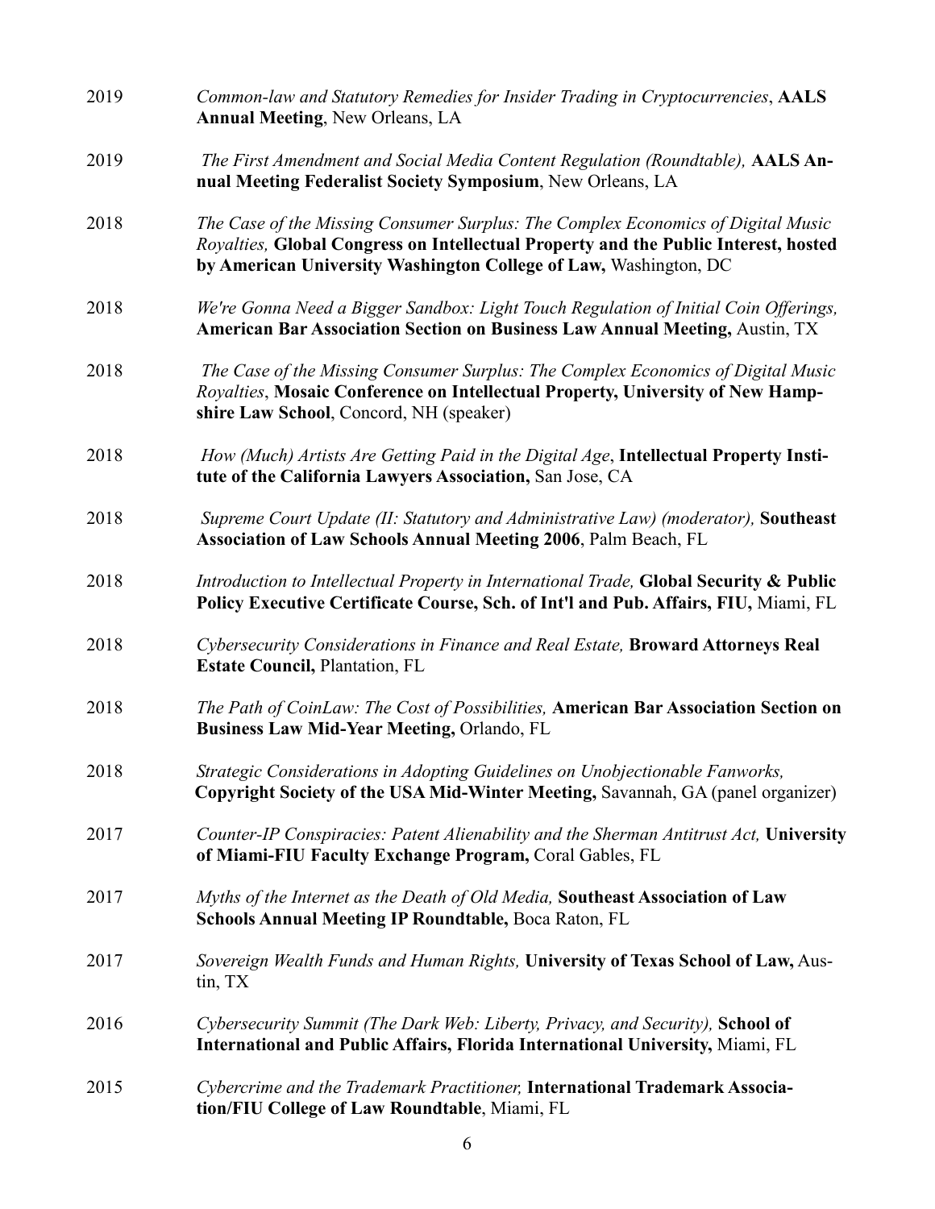2019 *Common-law and Statutory Remedies for Insider Trading in Cryptocurrencies*, **AALS Annual Meeting**, New Orleans, LA

2019 *The First Amendment and Social Media Content Regulation (Roundtable),* **AALS Annual Meeting Federalist Society Symposium**, New Orleans, LA

2018 *The Case of the Missing Consumer Surplus: The Complex Economics of Digital Music Royalties,* **Global Congress on Intellectual Property and the Public Interest, hosted by American University Washington College of Law,** Washington, DC

2018 *We're Gonna Need a Bigger Sandbox: Light Touch Regulation of Initial Coin Offerings,* **American Bar Association Section on Business Law Annual Meeting,** Austin, TX

2018 *The Case of the Missing Consumer Surplus: The Complex Economics of Digital Music Royalties*, **Mosaic Conference on Intellectual Property, University of New Hampshire Law School**, Concord, NH (speaker)

2018 *How (Much) Artists Are Getting Paid in the Digital Age*, **Intellectual Property Institute of the California Lawyers Association,** San Jose, CA

2018 *Supreme Court Update (II: Statutory and Administrative Law) (moderator),* **Southeast Association of Law Schools Annual Meeting 2006**, Palm Beach, FL

2018 *Introduction to Intellectual Property in International Trade,* **Global Security & Public Policy Executive Certificate Course, Sch. of Int'l and Pub. Affairs, FIU,** Miami, FL

2018 *Cybersecurity Considerations in Finance and Real Estate,* **Broward Attorneys Real Estate Council,** Plantation, FL

2018 *The Path of CoinLaw: The Cost of Possibilities,* **American Bar Association Section on Business Law Mid-Year Meeting,** Orlando, FL

2018 *Strategic Considerations in Adopting Guidelines on Unobjectionable Fanworks,* **Copyright Society of the USA Mid-Winter Meeting,** Savannah, GA (panel organizer)

2017 *Counter-IP Conspiracies: Patent Alienability and the Sherman Antitrust Act,* **University of Miami-FIU Faculty Exchange Program,** Coral Gables, FL

2017 *Myths of the Internet as the Death of Old Media,* **Southeast Association of Law Schools Annual Meeting IP Roundtable,** Boca Raton, FL

2017 *Sovereign Wealth Funds and Human Rights,* **University of Texas School of Law,** Austin, TX

2016 *Cybersecurity Summit (The Dark Web: Liberty, Privacy, and Security),* **School of International and Public Affairs, Florida International University,** Miami, FL

2015 *Cybercrime and the Trademark Practitioner,* **International Trademark Association/FIU College of Law Roundtable**, Miami, FL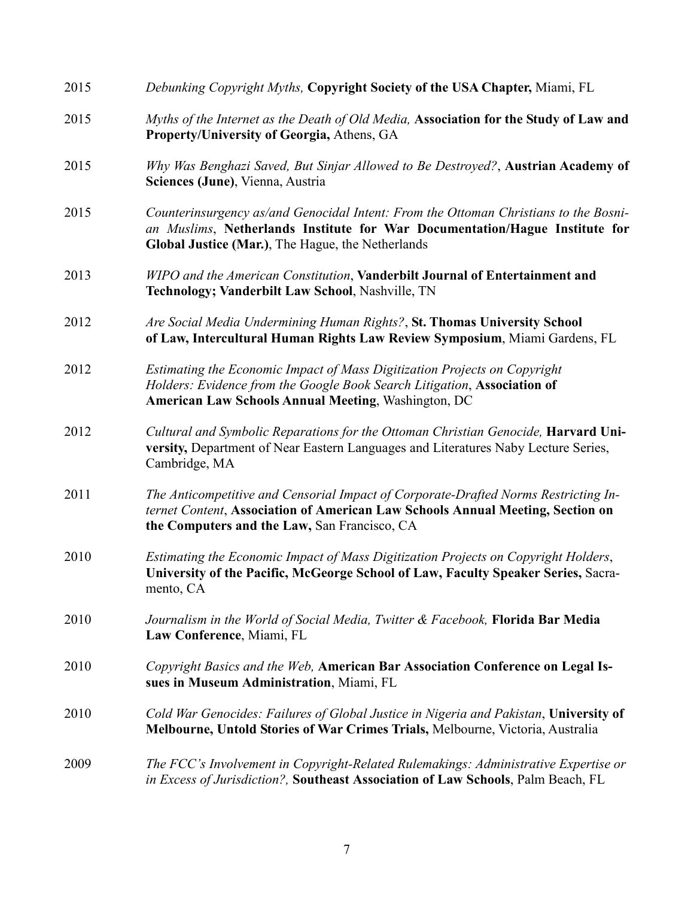2015 *Debunking Copyright Myths,* **Copyright Society of the USA Chapter,** Miami, FL

2015 *Myths of the Internet as the Death of Old Media,* **Association for the Study of Law and Property/University of Georgia,** Athens, GA

2015 *Why Was Benghazi Saved, But Sinjar Allowed to Be Destroyed?*, **Austrian Academy of Sciences (June)**, Vienna, Austria

2015 *Counterinsurgency as/and Genocidal Intent: From the Ottoman Christians to the Bosnian Muslims*, **Netherlands Institute for War Documentation/Hague Institute for Global Justice (Mar.)**, The Hague, the Netherlands

2013 *WIPO and the American Constitution*, **Vanderbilt Journal of Entertainment and Technology; Vanderbilt Law School**, Nashville, TN

2012 *Are Social Media Undermining Human Rights?*, **St. Thomas University School of Law, Intercultural Human Rights Law Review Symposium**, Miami Gardens, FL

2012 *Estimating the Economic Impact of Mass Digitization Projects on Copyright Holders: Evidence from the Google Book Search Litigation*, **Association of American Law Schools Annual Meeting**, Washington, DC

2012 *Cultural and Symbolic Reparations for the Ottoman Christian Genocide,* **Harvard University,** Department of Near Eastern Languages and Literatures Naby Lecture Series, Cambridge, MA

2011 *The Anticompetitive and Censorial Impact of Corporate-Drafted Norms Restricting Internet Content*, **Association of American Law Schools Annual Meeting, Section on the Computers and the Law,** San Francisco, CA

2010 *Estimating the Economic Impact of Mass Digitization Projects on Copyright Holders*, **University of the Pacific, McGeorge School of Law, Faculty Speaker Series,** Sacramento, CA

2010 *Journalism in the World of Social Media, Twitter & Facebook,* **Florida Bar Media Law Conference**, Miami, FL

2010 *Copyright Basics and the Web,* **American Bar Association Conference on Legal Issues in Museum Administration**, Miami, FL

2010 *Cold War Genocides: Failures of Global Justice in Nigeria and Pakistan*, **University of Melbourne, Untold Stories of War Crimes Trials,** Melbourne, Victoria, Australia

2009 *The FCC's Involvement in Copyright-Related Rulemakings: Administrative Expertise or in Excess of Jurisdiction?,* **Southeast Association of Law Schools**, Palm Beach, FL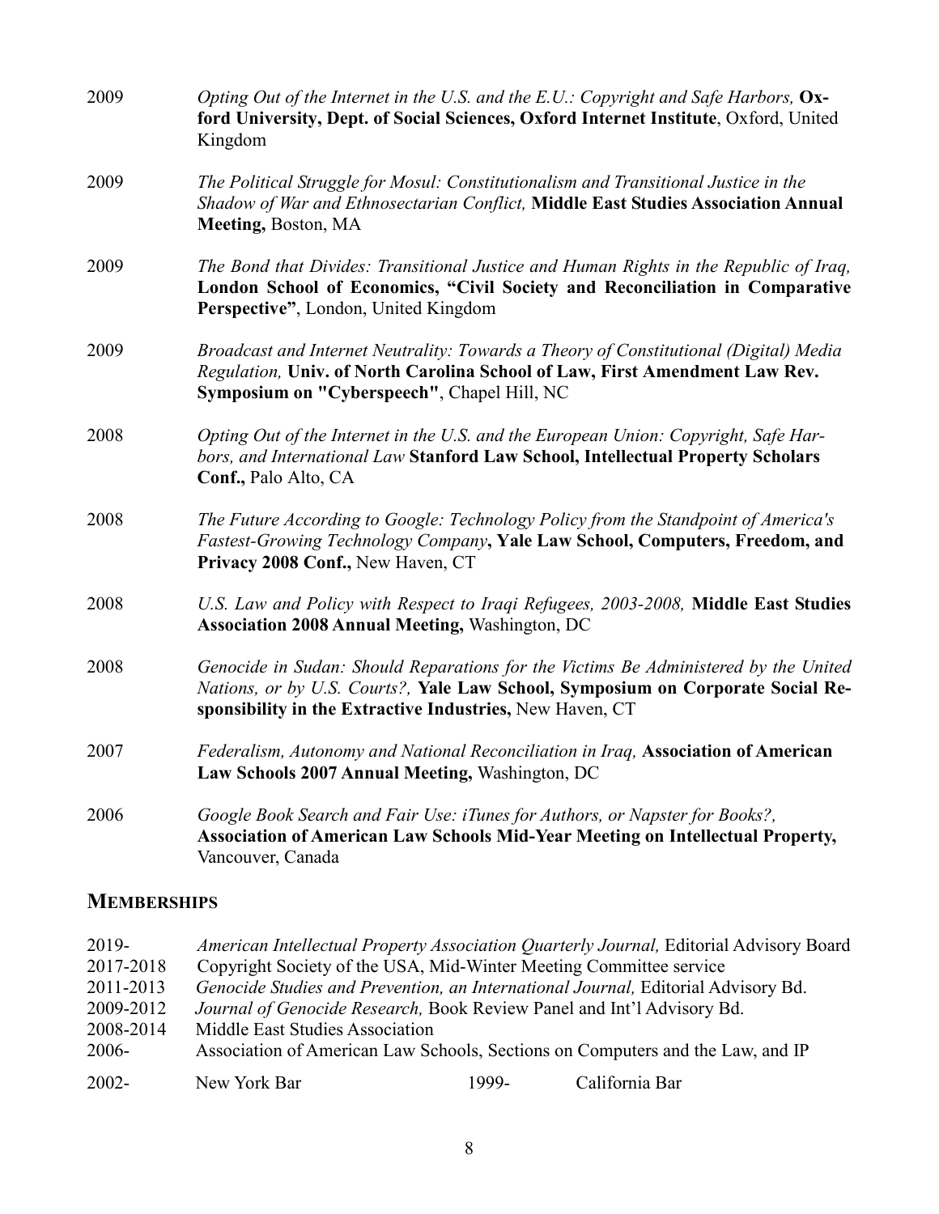2009 *Opting Out of the Internet in the U.S. and the E.U.: Copyright and Safe Harbors,* **Oxford University, Dept. of Social Sciences, Oxford Internet Institute**, Oxford, United Kingdom

2009 *The Political Struggle for Mosul: Constitutionalism and Transitional Justice in the Shadow of War and Ethnosectarian Conflict,* **Middle East Studies Association Annual Meeting,** Boston, MA

2009 *The Bond that Divides: Transitional Justice and Human Rights in the Republic of Iraq,* **London School of Economics, "Civil Society and Reconciliation in Comparative Perspective"**, London, United Kingdom

2009 *Broadcast and Internet Neutrality: Towards a Theory of Constitutional (Digital) Media Regulation,* **Univ. of North Carolina School of Law, First Amendment Law Rev. Symposium on "Cyberspeech"**, Chapel Hill, NC

2008 *Opting Out of the Internet in the U.S. and the European Union: Copyright, Safe Harbors, and International Law* **Stanford Law School, Intellectual Property Scholars Conf.,** Palo Alto, CA

2008 *The Future According to Google: Technology Policy from the Standpoint of America's Fastest-Growing Technology Company***, Yale Law School, Computers, Freedom, and Privacy 2008 Conf.,** New Haven, CT

2008 *U.S. Law and Policy with Respect to Iraqi Refugees, 2003-2008,* **Middle East Studies Association 2008 Annual Meeting,** Washington, DC

2008 *Genocide in Sudan: Should Reparations for the Victims Be Administered by the United Nations, or by U.S. Courts?,* **Yale Law School, Symposium on Corporate Social Responsibility in the Extractive Industries,** New Haven, CT

2007 *Federalism, Autonomy and National Reconciliation in Iraq,* **Association of American Law Schools 2007 Annual Meeting,** Washington, DC

2006 *Google Book Search and Fair Use: iTunes for Authors, or Napster for Books?,* **Association of American Law Schools Mid-Year Meeting on Intellectual Property,** Vancouver, Canada

## MEMBERSHIPS

2019- *American Intellectual Property Association Quarterly Journal,* Editorial Advisory Board
2017-2018 Copyright Society of the USA, Mid-Winter Meeting Committee service
2011-2013 *Genocide Studies and Prevention, an International Journal,* Editorial Advisory Bd.
2009-2012 *Journal of Genocide Research,* Book Review Panel and Int'l Advisory Bd.
2008-2014 Middle East Studies Association
2006- Association of American Law Schools, Sections on Computers and the Law, and IP
2002- New York Bar 1999- California Bar